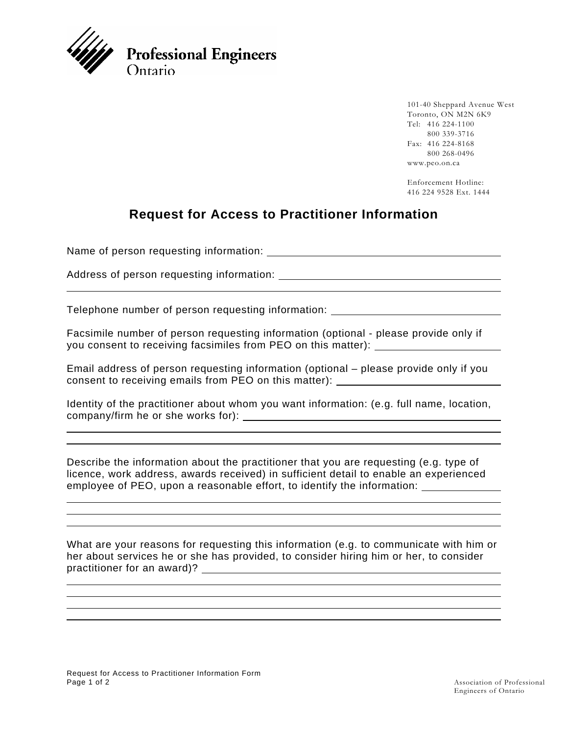**Professional Engineers**
Ontario

101-40 Sheppard Avenue West
Toronto, ON M2N 6K9
Tel: 416 224-1100
800 339-3716
Fax: 416 224-8168
800 268-0496
www.peo.on.ca

Enforcement Hotline:
416 224 9528 Ext. 1444

# Request for Access to Practitioner Information

Name of person requesting information: ______________________________

Address of person requesting information: ______________________________
______________________________________________________________

Telephone number of person requesting information: ______________________

Facsimile number of person requesting information (optional - please provide only if you consent to receiving facsimiles from PEO on this matter): ________________

Email address of person requesting information (optional – please provide only if you consent to receiving emails from PEO on this matter): ______________________

Identity of the practitioner about whom you want information: (e.g. full name, location, company/firm he or she works for): ______________________________
______________________________________________________________
______________________________________________________________

Describe the information about the practitioner that you are requesting (e.g. type of licence, work address, awards received) in sufficient detail to enable an experienced employee of PEO, upon a reasonable effort, to identify the information: __________
______________________________________________________________
______________________________________________________________
______________________________________________________________

What are your reasons for requesting this information (e.g. to communicate with him or her about services he or she has provided, to consider hiring him or her, to consider practitioner for an award)? ______________________________
______________________________________________________________
______________________________________________________________
______________________________________________________________
______________________________________________________________

Request for Access to Practitioner Information Form

Association of Professional Engineers of Ontario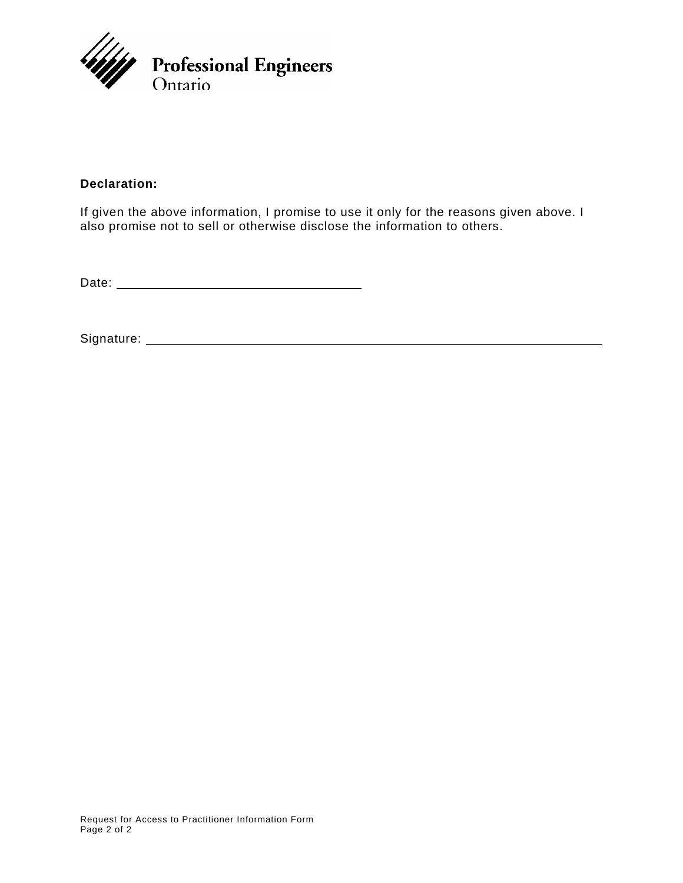Professional Engineers
Ontario

**Declaration:**

If given the above information, I promise to use it only for the reasons given above. I also promise not to sell or otherwise disclose the information to others.

Date: \_\_\_\_\_\_\_\_\_\_\_\_\_\_\_\_\_\_\_\_\_\_\_\_\_\_\_\_\_\_\_\_

Signature: \_\_\_\_\_\_\_\_\_\_\_\_\_\_\_\_\_\_\_\_\_\_\_\_\_\_\_\_\_\_\_\_\_\_\_\_\_\_\_\_\_\_\_\_\_\_\_\_\_\_\_\_

Request for Access to Practitioner Information Form